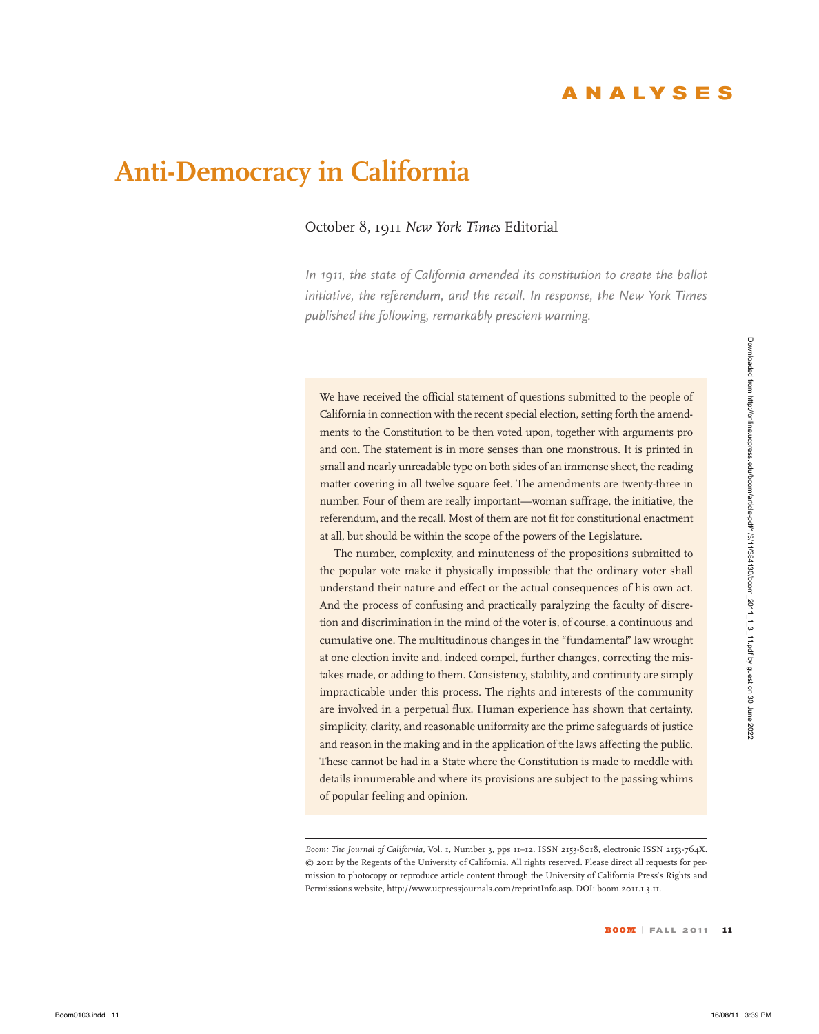ANALYSES

# Anti-Democracy in California

October 8, 1911 *New York Times* Editorial

*In 1911, the state of California amended its constitution to create the ballot initiative, the referendum, and the recall. In response, the New York Times published the following, remarkably prescient warning.*

We have received the official statement of questions submitted to the people of California in connection with the recent special election, setting forth the amendments to the Constitution to be then voted upon, together with arguments pro and con. The statement is in more senses than one monstrous. It is printed in small and nearly unreadable type on both sides of an immense sheet, the reading matter covering in all twelve square feet. The amendments are twenty-three in number. Four of them are really important—woman suffrage, the initiative, the referendum, and the recall. Most of them are not fit for constitutional enactment at all, but should be within the scope of the powers of the Legislature.

The number, complexity, and minuteness of the propositions submitted to the popular vote make it physically impossible that the ordinary voter shall understand their nature and effect or the actual consequences of his own act. And the process of confusing and practically paralyzing the faculty of discretion and discrimination in the mind of the voter is, of course, a continuous and cumulative one. The multitudinous changes in the "fundamental" law wrought at one election invite and, indeed compel, further changes, correcting the mistakes made, or adding to them. Consistency, stability, and continuity are simply impracticable under this process. The rights and interests of the community are involved in a perpetual flux. Human experience has shown that certainty, simplicity, clarity, and reasonable uniformity are the prime safeguards of justice and reason in the making and in the application of the laws affecting the public. These cannot be had in a State where the Constitution is made to meddle with details innumerable and where its provisions are subject to the passing whims of popular feeling and opinion.

*Boom: The Journal of California,* Vol. 1, Number 3, pps 11–12. ISSN 2153-8018, electronic ISSN 2153-764X. © 2011 by the Regents of the University of California. All rights reserved. Please direct all requests for permission to photocopy or reproduce article content through the University of California Press's Rights and Permissions website, http://www.ucpressjournals.com/reprintInfo.asp. DOI: boom.2011.1.3.11.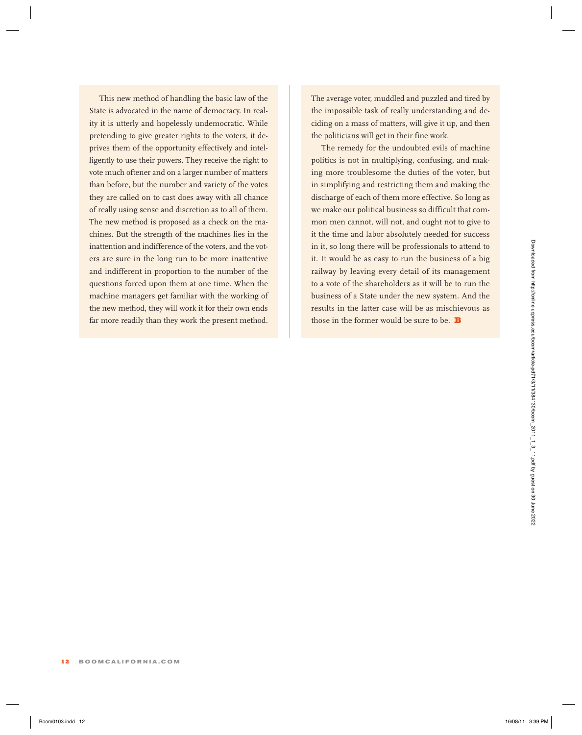This new method of handling the basic law of the State is advocated in the name of democracy. In reality it is utterly and hopelessly undemocratic. While pretending to give greater rights to the voters, it deprives them of the opportunity effectively and intelligently to use their powers. They receive the right to vote much oftener and on a larger number of matters than before, but the number and variety of the votes they are called on to cast does away with all chance of really using sense and discretion as to all of them. The new method is proposed as a check on the machines. But the strength of the machines lies in the inattention and indifference of the voters, and the voters are sure in the long run to be more inattentive and indifferent in proportion to the number of the questions forced upon them at one time. When the machine managers get familiar with the working of the new method, they will work it for their own ends far more readily than they work the present method. The average voter, muddled and puzzled and tired by the impossible task of really understanding and deciding on a mass of matters, will give it up, and then the politicians will get in their fine work.

The remedy for the undoubted evils of machine politics is not in multiplying, confusing, and making more troublesome the duties of the voter, but in simplifying and restricting them and making the discharge of each of them more effective. So long as we make our political business so difficult that common men cannot, will not, and ought not to give to it the time and labor absolutely needed for success in it, so long there will be professionals to attend to it. It would be as easy to run the business of a big railway by leaving every detail of its management to a vote of the shareholders as it will be to run the business of a State under the new system. And the results in the latter case will be as mischievous as those in the former would be sure to be. **B**